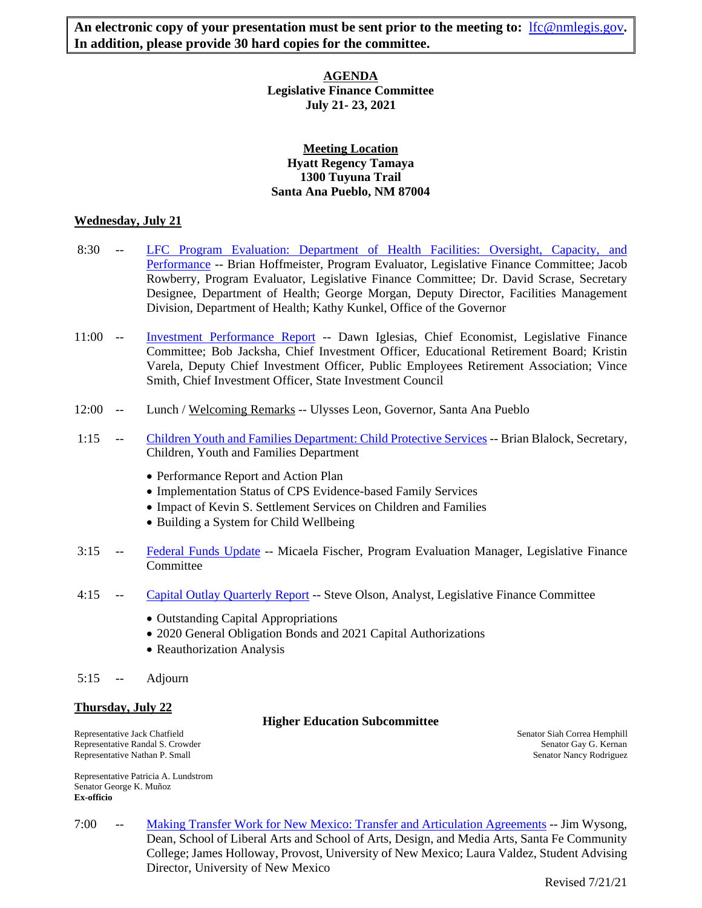**An electronic copy of your presentation must be sent prior to the meeting to: lfc@nmlegis.gov. In addition, please provide 30 hard copies for the committee.**

# AGENDA

**Legislative Finance Committee**
**July 21- 23, 2021**

## Meeting Location

**Hyatt Regency Tamaya**
**1300 Tuyuna Trail**
**Santa Ana Pueblo, NM 87004**

## Wednesday, July 21

8:30 -- LFC Program Evaluation: Department of Health Facilities: Oversight, Capacity, and Performance -- Brian Hoffmeister, Program Evaluator, Legislative Finance Committee; Jacob Rowberry, Program Evaluator, Legislative Finance Committee; Dr. David Scrase, Secretary Designee, Department of Health; George Morgan, Deputy Director, Facilities Management Division, Department of Health; Kathy Kunkel, Office of the Governor

11:00 -- Investment Performance Report -- Dawn Iglesias, Chief Economist, Legislative Finance Committee; Bob Jacksha, Chief Investment Officer, Educational Retirement Board; Kristin Varela, Deputy Chief Investment Officer, Public Employees Retirement Association; Vince Smith, Chief Investment Officer, State Investment Council

12:00 -- Lunch / Welcoming Remarks -- Ulysses Leon, Governor, Santa Ana Pueblo

1:15 -- Children Youth and Families Department: Child Protective Services -- Brian Blalock, Secretary, Children, Youth and Families Department

- Performance Report and Action Plan
- Implementation Status of CPS Evidence-based Family Services
- Impact of Kevin S. Settlement Services on Children and Families
- Building a System for Child Wellbeing

3:15 -- Federal Funds Update -- Micaela Fischer, Program Evaluation Manager, Legislative Finance Committee

4:15 -- Capital Outlay Quarterly Report -- Steve Olson, Analyst, Legislative Finance Committee

- Outstanding Capital Appropriations
- 2020 General Obligation Bonds and 2021 Capital Authorizations
- Reauthorization Analysis

5:15 -- Adjourn

## Thursday, July 22

### Higher Education Subcommittee

Representative Jack Chatfield
Representative Randal S. Crowder
Representative Nathan P. Small

Senator Siah Correa Hemphill
Senator Gay G. Kernan
Senator Nancy Rodriguez

Representative Patricia A. Lundstrom
Senator George K. Muñoz
**Ex-officio**

7:00 -- Making Transfer Work for New Mexico: Transfer and Articulation Agreements -- Jim Wysong, Dean, School of Liberal Arts and School of Arts, Design, and Media Arts, Santa Fe Community College; James Holloway, Provost, University of New Mexico; Laura Valdez, Student Advising Director, University of New Mexico

Revised 7/21/21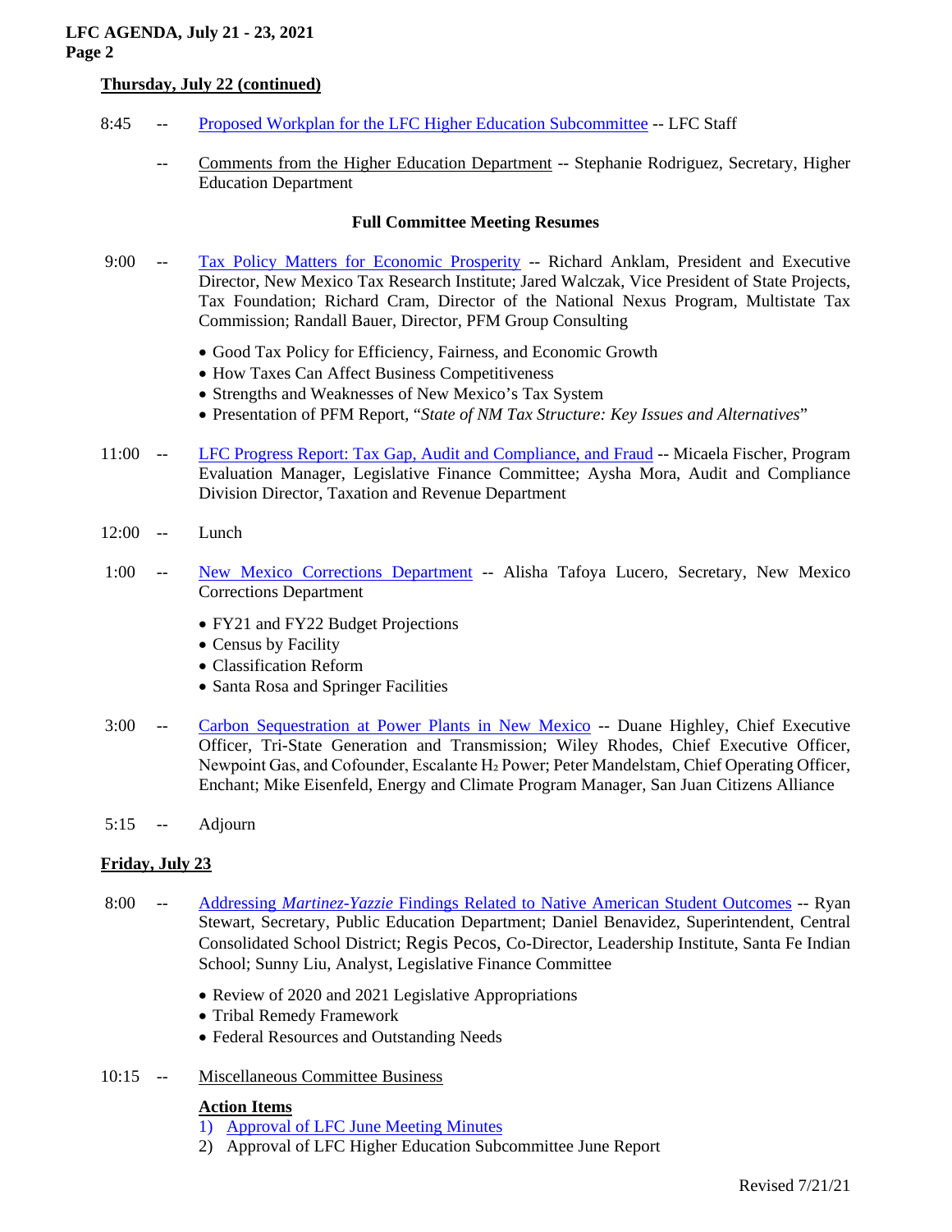**Thursday, July 22 (continued)**

8:45 -- Proposed Workplan for the LFC Higher Education Subcommittee -- LFC Staff

-- Comments from the Higher Education Department -- Stephanie Rodriguez, Secretary, Higher Education Department

**Full Committee Meeting Resumes**

9:00 -- Tax Policy Matters for Economic Prosperity -- Richard Anklam, President and Executive Director, New Mexico Tax Research Institute; Jared Walczak, Vice President of State Projects, Tax Foundation; Richard Cram, Director of the National Nexus Program, Multistate Tax Commission; Randall Bauer, Director, PFM Group Consulting

- Good Tax Policy for Efficiency, Fairness, and Economic Growth
- How Taxes Can Affect Business Competitiveness
- Strengths and Weaknesses of New Mexico's Tax System
- Presentation of PFM Report, "*State of NM Tax Structure: Key Issues and Alternatives*"

11:00 -- LFC Progress Report: Tax Gap, Audit and Compliance, and Fraud -- Micaela Fischer, Program Evaluation Manager, Legislative Finance Committee; Aysha Mora, Audit and Compliance Division Director, Taxation and Revenue Department

12:00 -- Lunch

1:00 -- New Mexico Corrections Department -- Alisha Tafoya Lucero, Secretary, New Mexico Corrections Department

- FY21 and FY22 Budget Projections
- Census by Facility
- Classification Reform
- Santa Rosa and Springer Facilities

3:00 -- Carbon Sequestration at Power Plants in New Mexico -- Duane Highley, Chief Executive Officer, Tri-State Generation and Transmission; Wiley Rhodes, Chief Executive Officer, Newpoint Gas, and Cofounder, Escalante $H_2$ Power; Peter Mandelstam, Chief Operating Officer, Enchant; Mike Eisenfeld, Energy and Climate Program Manager, San Juan Citizens Alliance

5:15 -- Adjourn

**Friday, July 23**

8:00 -- Addressing *Martinez-Yazzie* Findings Related to Native American Student Outcomes -- Ryan Stewart, Secretary, Public Education Department; Daniel Benavidez, Superintendent, Central Consolidated School District; Regis Pecos, Co-Director, Leadership Institute, Santa Fe Indian School; Sunny Liu, Analyst, Legislative Finance Committee

- Review of 2020 and 2021 Legislative Appropriations
- Tribal Remedy Framework
- Federal Resources and Outstanding Needs

10:15 -- Miscellaneous Committee Business

**Action Items**

1) Approval of LFC June Meeting Minutes
2) Approval of LFC Higher Education Subcommittee June Report

Revised 7/21/21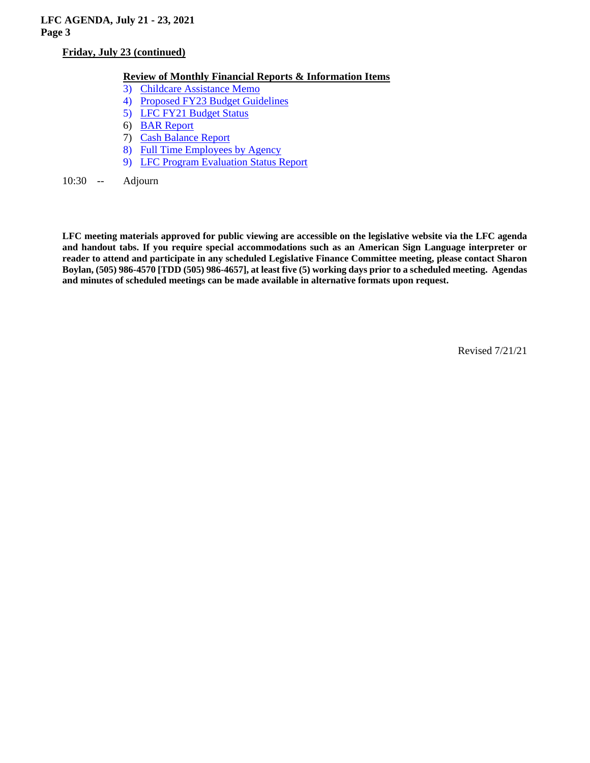**Friday, July 23 (continued)**

**Review of Monthly Financial Reports & Information Items**

3) Childcare Assistance Memo
4) Proposed FY23 Budget Guidelines
5) LFC FY21 Budget Status
6) BAR Report
7) Cash Balance Report
8) Full Time Employees by Agency
9) LFC Program Evaluation Status Report

10:30 -- Adjourn

**LFC meeting materials approved for public viewing are accessible on the legislative website via the LFC agenda and handout tabs. If you require special accommodations such as an American Sign Language interpreter or reader to attend and participate in any scheduled Legislative Finance Committee meeting, please contact Sharon Boylan, (505) 986-4570 [TDD (505) 986-4657], at least five (5) working days prior to a scheduled meeting. Agendas and minutes of scheduled meetings can be made available in alternative formats upon request.**

Revised 7/21/21